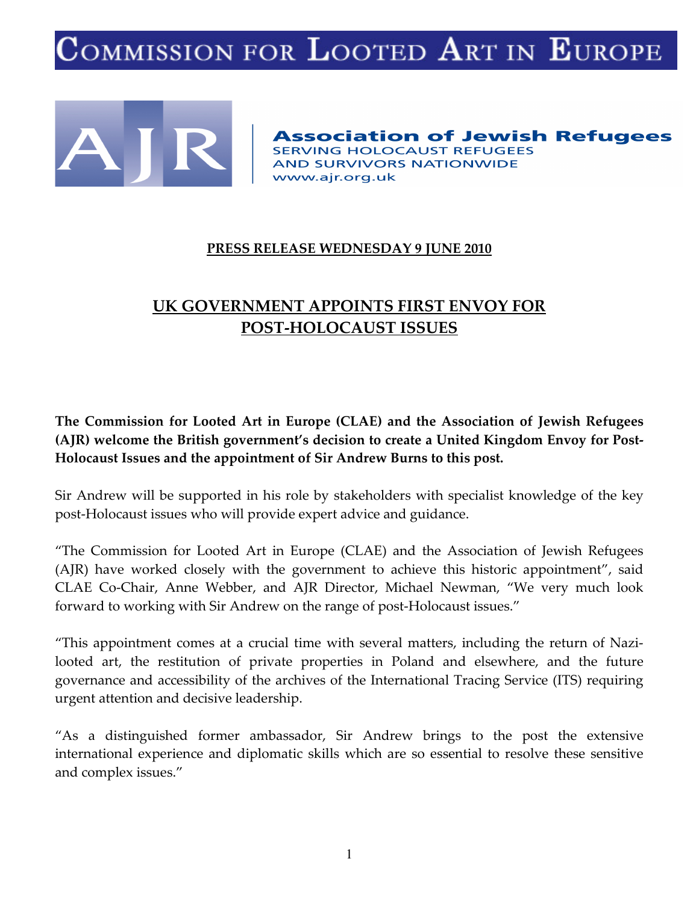# Commission for Looted Art in Europe

**Association of Jewish Refugees**
SERVING HOLOCAUST REFUGEES AND SURVIVORS NATIONWIDE
www.ajr.org.uk

**PRESS RELEASE WEDNESDAY 9 JUNE 2010**

## UK GOVERNMENT APPOINTS FIRST ENVOY FOR POST-HOLOCAUST ISSUES

**The Commission for Looted Art in Europe (CLAE) and the Association of Jewish Refugees (AJR) welcome the British government's decision to create a United Kingdom Envoy for Post-Holocaust Issues and the appointment of Sir Andrew Burns to this post.**

Sir Andrew will be supported in his role by stakeholders with specialist knowledge of the key post-Holocaust issues who will provide expert advice and guidance.

"The Commission for Looted Art in Europe (CLAE) and the Association of Jewish Refugees (AJR) have worked closely with the government to achieve this historic appointment", said CLAE Co-Chair, Anne Webber, and AJR Director, Michael Newman, "We very much look forward to working with Sir Andrew on the range of post-Holocaust issues."

"This appointment comes at a crucial time with several matters, including the return of Nazi-looted art, the restitution of private properties in Poland and elsewhere, and the future governance and accessibility of the archives of the International Tracing Service (ITS) requiring urgent attention and decisive leadership.

"As a distinguished former ambassador, Sir Andrew brings to the post the extensive international experience and diplomatic skills which are so essential to resolve these sensitive and complex issues."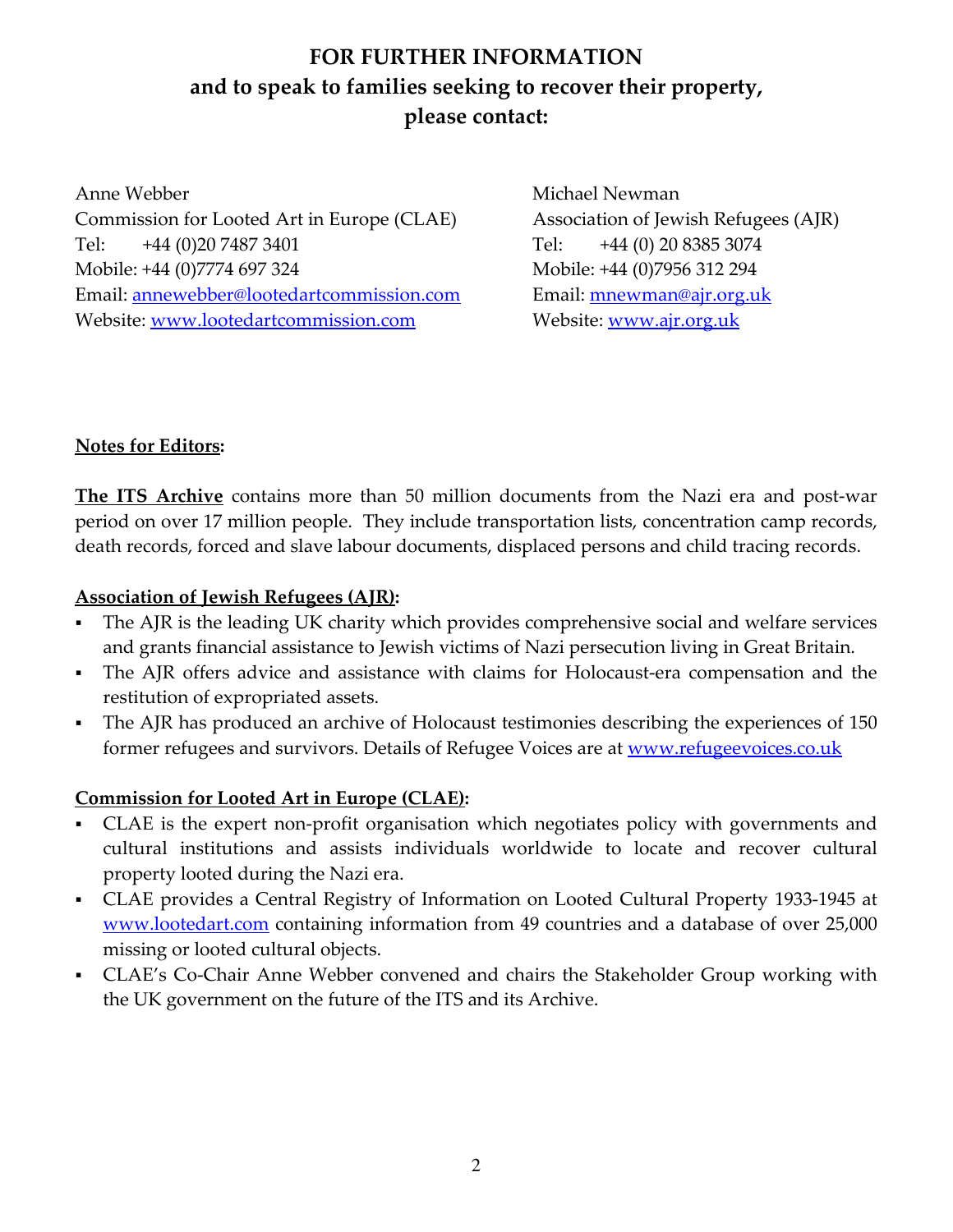## FOR FURTHER INFORMATION
## and to speak to families seeking to recover their property, please contact:

Anne Webber
Commission for Looted Art in Europe (CLAE)
Tel: +44 (0)20 7487 3401
Mobile: +44 (0)7774 697 324
Email: annewebber@lootedartcommission.com
Website: www.lootedartcommission.com

Michael Newman
Association of Jewish Refugees (AJR)
Tel: +44 (0) 20 8385 3074
Mobile: +44 (0)7956 312 294
Email: mnewman@ajr.org.uk
Website: www.ajr.org.uk

**Notes for Editors:**

**The ITS Archive** contains more than 50 million documents from the Nazi era and post-war period on over 17 million people. They include transportation lists, concentration camp records, death records, forced and slave labour documents, displaced persons and child tracing records.

**Association of Jewish Refugees (AJR):**

- The AJR is the leading UK charity which provides comprehensive social and welfare services and grants financial assistance to Jewish victims of Nazi persecution living in Great Britain.
- The AJR offers advice and assistance with claims for Holocaust-era compensation and the restitution of expropriated assets.
- The AJR has produced an archive of Holocaust testimonies describing the experiences of 150 former refugees and survivors. Details of Refugee Voices are at www.refugeevoices.co.uk

**Commission for Looted Art in Europe (CLAE):**

- CLAE is the expert non-profit organisation which negotiates policy with governments and cultural institutions and assists individuals worldwide to locate and recover cultural property looted during the Nazi era.
- CLAE provides a Central Registry of Information on Looted Cultural Property 1933-1945 at www.lootedart.com containing information from 49 countries and a database of over 25,000 missing or looted cultural objects.
- CLAE's Co-Chair Anne Webber convened and chairs the Stakeholder Group working with the UK government on the future of the ITS and its Archive.